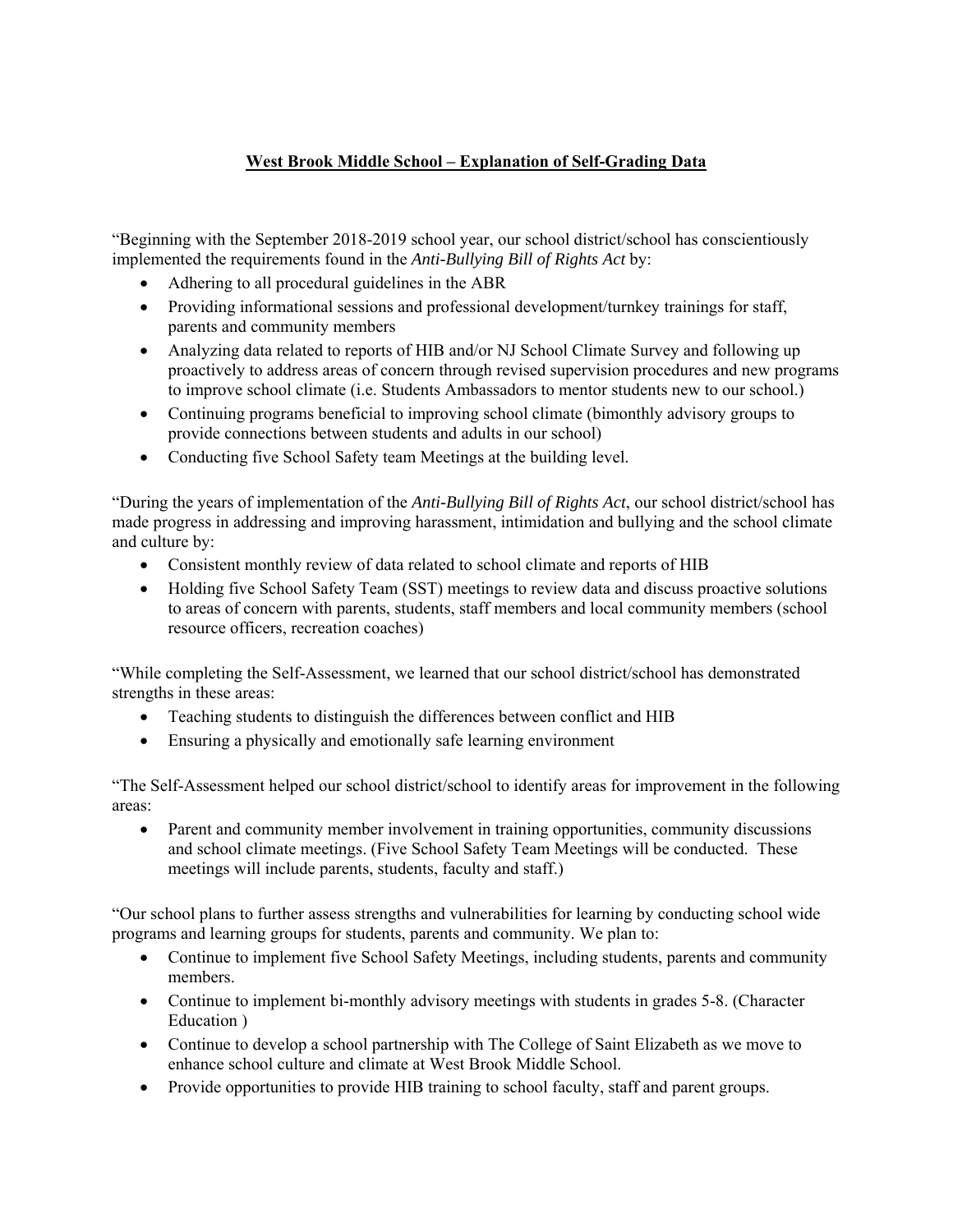# West Brook Middle School – Explanation of Self-Grading Data

"Beginning with the September 2018-2019 school year, our school district/school has conscientiously implemented the requirements found in the *Anti-Bullying Bill of Rights Act* by:

- Adhering to all procedural guidelines in the ABR
- Providing informational sessions and professional development/turnkey trainings for staff, parents and community members
- Analyzing data related to reports of HIB and/or NJ School Climate Survey and following up proactively to address areas of concern through revised supervision procedures and new programs to improve school climate (i.e. Students Ambassadors to mentor students new to our school.)
- Continuing programs beneficial to improving school climate (bimonthly advisory groups to provide connections between students and adults in our school)
- Conducting five School Safety team Meetings at the building level.

"During the years of implementation of the *Anti-Bullying Bill of Rights Act*, our school district/school has made progress in addressing and improving harassment, intimidation and bullying and the school climate and culture by:

- Consistent monthly review of data related to school climate and reports of HIB
- Holding five School Safety Team (SST) meetings to review data and discuss proactive solutions to areas of concern with parents, students, staff members and local community members (school resource officers, recreation coaches)

"While completing the Self-Assessment, we learned that our school district/school has demonstrated strengths in these areas:

- Teaching students to distinguish the differences between conflict and HIB
- Ensuring a physically and emotionally safe learning environment

"The Self-Assessment helped our school district/school to identify areas for improvement in the following areas:

- Parent and community member involvement in training opportunities, community discussions and school climate meetings. (Five School Safety Team Meetings will be conducted. These meetings will include parents, students, faculty and staff.)

"Our school plans to further assess strengths and vulnerabilities for learning by conducting school wide programs and learning groups for students, parents and community. We plan to:

- Continue to implement five School Safety Meetings, including students, parents and community members.
- Continue to implement bi-monthly advisory meetings with students in grades 5-8. (Character Education )
- Continue to develop a school partnership with The College of Saint Elizabeth as we move to enhance school culture and climate at West Brook Middle School.
- Provide opportunities to provide HIB training to school faculty, staff and parent groups.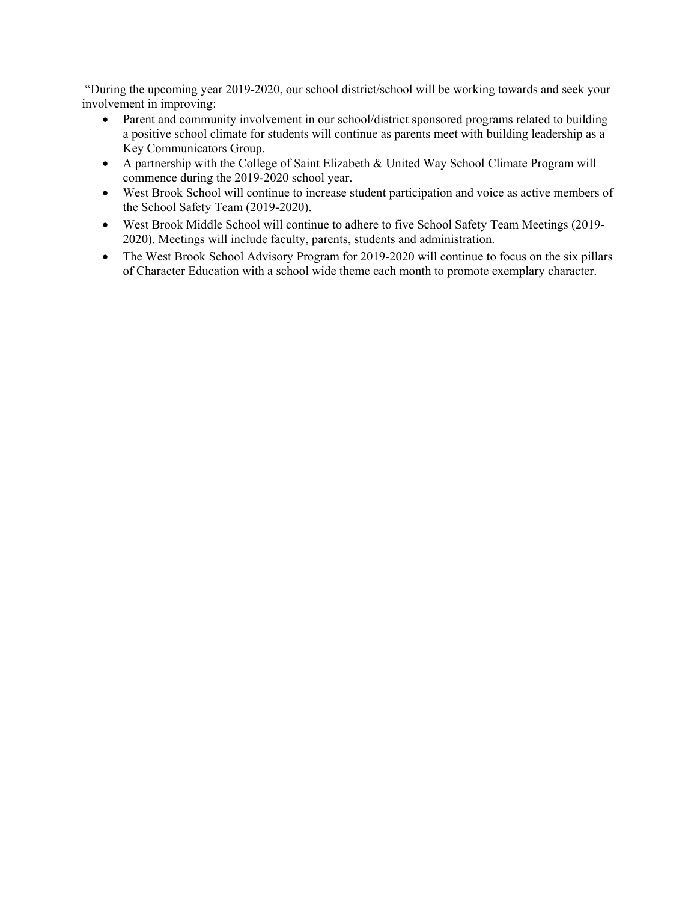"During the upcoming year 2019-2020, our school district/school will be working towards and seek your involvement in improving:

- Parent and community involvement in our school/district sponsored programs related to building a positive school climate for students will continue as parents meet with building leadership as a Key Communicators Group.
- A partnership with the College of Saint Elizabeth & United Way School Climate Program will commence during the 2019-2020 school year.
- West Brook School will continue to increase student participation and voice as active members of the School Safety Team (2019-2020).
- West Brook Middle School will continue to adhere to five School Safety Team Meetings (2019-2020). Meetings will include faculty, parents, students and administration.
- The West Brook School Advisory Program for 2019-2020 will continue to focus on the six pillars of Character Education with a school wide theme each month to promote exemplary character.